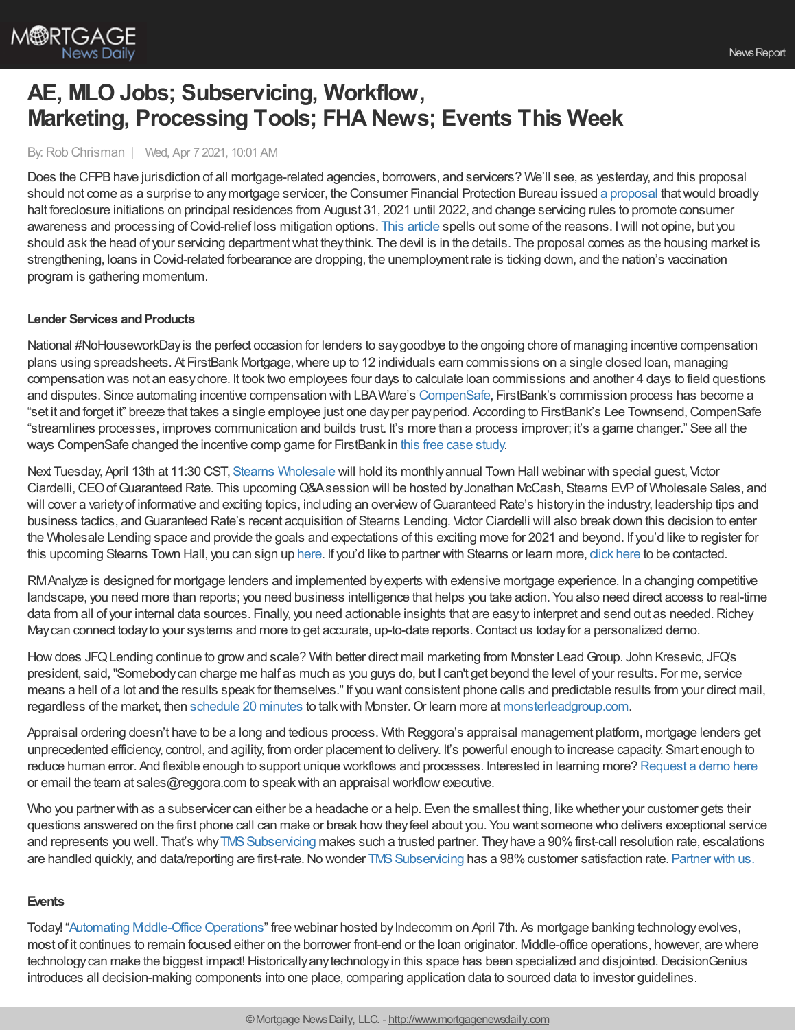# AE, MLO Jobs; Subservicing, Workflow, Marketing, Processing Tools; FHA News; Events This Week

By: Rob Chrisman | Wed, Apr 7 2021, 10:01 AM

Does the CFPB have jurisdiction of all mortgage-related agencies, borrowers, and servicers? We'll see, as yesterday, and this proposal should not come as a surprise to any mortgage servicer, the Consumer Financial Protection Bureau issued a proposal that would broadly halt foreclosure initiations on principal residences from August 31, 2021 until 2022, and change servicing rules to promote consumer awareness and processing of Covid-relief loss mitigation options. This article spells out some of the reasons. I will not opine, but you should ask the head of your servicing department what they think. The devil is in the details. The proposal comes as the housing market is strengthening, loans in Covid-related forbearance are dropping, the unemployment rate is ticking down, and the nation's vaccination program is gathering momentum.

#### Lender Services and Products

National #NoHouseworkDay is the perfect occasion for lenders to say goodbye to the ongoing chore of managing incentive compensation plans using spreadsheets. At FirstBank Mortgage, where up to 12 individuals earn commissions on a single closed loan, managing compensation was not an easy chore. It took two employees four days to calculate loan commissions and another 4 days to field questions and disputes. Since automating incentive compensation with LBA Ware's CompenSafe, FirstBank's commission process has become a "set it and forget it" breeze that takes a single employee just one day per pay period. According to FirstBank's Lee Townsend, CompenSafe "streamlines processes, improves communication and builds trust. It's more than a process improver; it's a game changer." See all the ways CompenSafe changed the incentive comp game for FirstBank in this free case study.

Next Tuesday, April 13th at 11:30 CST, Stearns Wholesale will hold its monthly annual Town Hall webinar with special guest, Victor Ciardelli, CEO of Guaranteed Rate. This upcoming Q&A session will be hosted by Jonathan McCash, Stearns EVP of Wholesale Sales, and will cover a variety of informative and exciting topics, including an overview of Guaranteed Rate's history in the industry, leadership tips and business tactics, and Guaranteed Rate's recent acquisition of Stearns Lending. Victor Ciardelli will also break down this decision to enter the Wholesale Lending space and provide the goals and expectations of this exciting move for 2021 and beyond. If you'd like to register for this upcoming Stearns Town Hall, you can sign up here. If you'd like to partner with Stearns or learn more, click here to be contacted.

RM Analyze is designed for mortgage lenders and implemented by experts with extensive mortgage experience. In a changing competitive landscape, you need more than reports; you need business intelligence that helps you take action. You also need direct access to real-time data from all of your internal data sources. Finally, you need actionable insights that are easy to interpret and send out as needed. Richey May can connect today to your systems and more to get accurate, up-to-date reports. Contact us today for a personalized demo.

How does JFQ Lending continue to grow and scale? With better direct mail marketing from Monster Lead Group. John Kresevic, JFQ's president, said, "Somebody can charge me half as much as you guys do, but I can't get beyond the level of your results. For me, service means a hell of a lot and the results speak for themselves." If you want consistent phone calls and predictable results from your direct mail, regardless of the market, then schedule 20 minutes to talk with Monster. Or learn more at monsterleadgroup.com.

Appraisal ordering doesn't have to be a long and tedious process. With Reggora's appraisal management platform, mortgage lenders get unprecedented efficiency, control, and agility, from order placement to delivery. It's powerful enough to increase capacity. Smart enough to reduce human error. And flexible enough to support unique workflows and processes. Interested in learning more? Request a demo here or email the team at sales@reggora.com to speak with an appraisal workflow executive.

Who you partner with as a subservicer can either be a headache or a help. Even the smallest thing, like whether your customer gets their questions answered on the first phone call can make or break how they feel about you. You want someone who delivers exceptional service and represents you well. That's why TMS Subservicing makes such a trusted partner. They have a 90% first-call resolution rate, escalations are handled quickly, and data/reporting are first-rate. No wonder TMS Subservicing has a 98% customer satisfaction rate. Partner with us.

#### Events

Today! "Automating Middle-Office Operations" free webinar hosted by Indecomm on April 7th. As mortgage banking technology evolves, most of it continues to remain focused either on the borrower front-end or the loan originator. Middle-office operations, however, are where technology can make the biggest impact! Historically any technology in this space has been specialized and disjointed. DecisionGenius introduces all decision-making components into one place, comparing application data to sourced data to investor guidelines.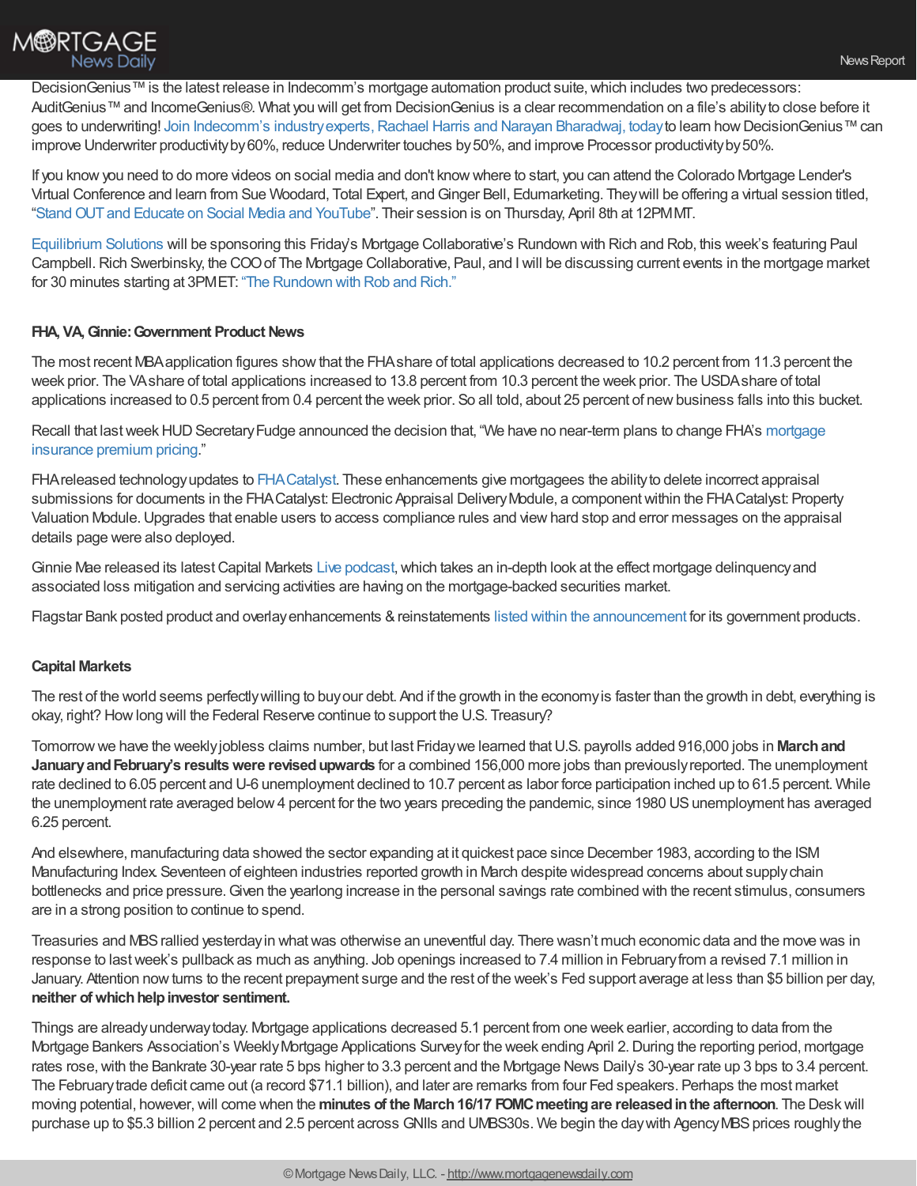DecisionGenius™ is the latest release in Indecomm's mortgage automation product suite, which includes two predecessors: AuditGenius™ and IncomeGenius®. What you will get from DecisionGenius is a clear recommendation on a file's ability to close before it goes to underwriting! Join Indecomm's industry experts, Rachael Harris and Narayan Bharadwaj, today to learn how DecisionGenius™ can improve Underwriter productivity by 60%, reduce Underwriter touches by 50%, and improve Processor productivity by 50%.

If you know you need to do more videos on social media and don't know where to start, you can attend the Colorado Mortgage Lender's Virtual Conference and learn from Sue Woodard, Total Expert, and Ginger Bell, Edumarketing. They will be offering a virtual session titled, "Stand OUT and Educate on Social Media and YouTube". Their session is on Thursday, April 8th at 12PM MT.

Equilibrium Solutions will be sponsoring this Friday's Mortgage Collaborative's Rundown with Rich and Rob, this week's featuring Paul Campbell. Rich Swerbinsky, the COO of The Mortgage Collaborative, Paul, and I will be discussing current events in the mortgage market for 30 minutes starting at 3PM ET: "The Rundown with Rob and Rich."

**FHA, VA, Ginnie: Government Product News**

The most recent MBA application figures show that the FHA share of total applications decreased to 10.2 percent from 11.3 percent the week prior. The VA share of total applications increased to 13.8 percent from 10.3 percent the week prior. The USDA share of total applications increased to 0.5 percent from 0.4 percent the week prior. So all told, about 25 percent of new business falls into this bucket.

Recall that last week HUD Secretary Fudge announced the decision that, "We have no near-term plans to change FHA's mortgage insurance premium pricing."

FHA released technology updates to FHA Catalyst. These enhancements give mortgagees the ability to delete incorrect appraisal submissions for documents in the FHA Catalyst: Electronic Appraisal Delivery Module, a component within the FHA Catalyst: Property Valuation Module. Upgrades that enable users to access compliance rules and view hard stop and error messages on the appraisal details page were also deployed.

Ginnie Mae released its latest Capital Markets Live podcast, which takes an in-depth look at the effect mortgage delinquency and associated loss mitigation and servicing activities are having on the mortgage-backed securities market.

Flagstar Bank posted product and overlay enhancements & reinstatements listed within the announcement for its government products.

**Capital Markets**

The rest of the world seems perfectly willing to buy our debt. And if the growth in the economy is faster than the growth in debt, everything is okay, right? How long will the Federal Reserve continue to support the U.S. Treasury?

Tomorrow we have the weekly jobless claims number, but last Friday we learned that U.S. payrolls added 916,000 jobs in **March and January and February's results were revised upwards** for a combined 156,000 more jobs than previously reported. The unemployment rate declined to 6.05 percent and U-6 unemployment declined to 10.7 percent as labor force participation inched up to 61.5 percent. While the unemployment rate averaged below 4 percent for the two years preceding the pandemic, since 1980 US unemployment has averaged 6.25 percent.

And elsewhere, manufacturing data showed the sector expanding at it quickest pace since December 1983, according to the ISM Manufacturing Index. Seventeen of eighteen industries reported growth in March despite widespread concerns about supply chain bottlenecks and price pressure. Given the yearlong increase in the personal savings rate combined with the recent stimulus, consumers are in a strong position to continue to spend.

Treasuries and MBS rallied yesterday in what was otherwise an uneventful day. There wasn't much economic data and the move was in response to last week's pullback as much as anything. Job openings increased to 7.4 million in February from a revised 7.1 million in January. Attention now turns to the recent prepayment surge and the rest of the week's Fed support average at less than $5 billion per day, **neither of which help investor sentiment.**

Things are already underway today. Mortgage applications decreased 5.1 percent from one week earlier, according to data from the Mortgage Bankers Association's Weekly Mortgage Applications Survey for the week ending April 2. During the reporting period, mortgage rates rose, with the Bankrate 30-year rate 5 bps higher to 3.3 percent and the Mortgage News Daily's 30-year rate up 3 bps to 3.4 percent. The February trade deficit came out (a record $71.1 billion), and later are remarks from four Fed speakers. Perhaps the most market moving potential, however, will come when the **minutes of the March 16/17 FOMC meeting are released in the afternoon**. The Desk will purchase up to $5.3 billion 2 percent and 2.5 percent across GNIIs and UMBS30s. We begin the day with Agency MBS prices roughly the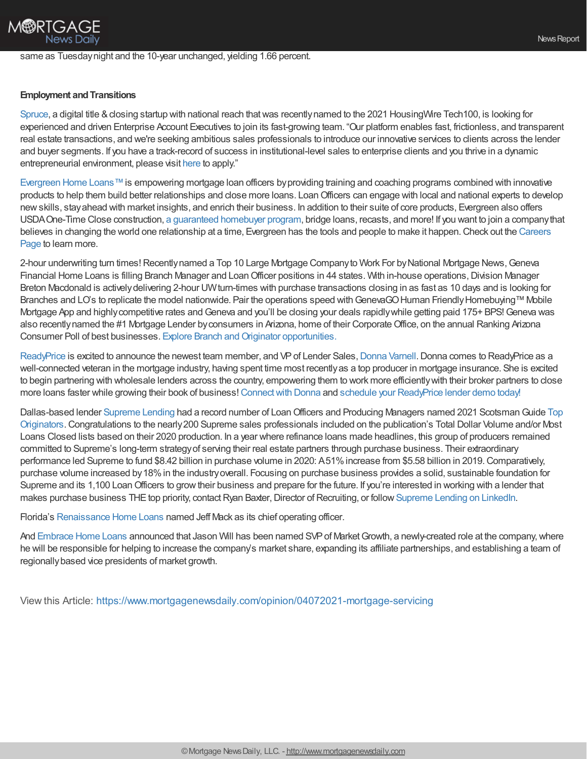same as Tuesday night and the 10-year unchanged, yielding 1.66 percent.

**Employment and Transitions**

Spruce, a digital title & closing startup with national reach that was recently named to the 2021 HousingWire Tech100, is looking for experienced and driven Enterprise Account Executives to join its fast-growing team. "Our platform enables fast, frictionless, and transparent real estate transactions, and we're seeking ambitious sales professionals to introduce our innovative services to clients across the lender and buyer segments. If you have a track-record of success in institutional-level sales to enterprise clients and you thrive in a dynamic entrepreneurial environment, please visit here to apply."

Evergreen Home Loans™ is empowering mortgage loan officers by providing training and coaching programs combined with innovative products to help them build better relationships and close more loans. Loan Officers can engage with local and national experts to develop new skills, stay ahead with market insights, and enrich their business. In addition to their suite of core products, Evergreen also offers USDA One-Time Close construction, a guaranteed homebuyer program, bridge loans, recasts, and more! If you want to join a company that believes in changing the world one relationship at a time, Evergreen has the tools and people to make it happen. Check out the Careers Page to learn more.

2-hour underwriting turn times! Recently named a Top 10 Large Mortgage Company to Work For by National Mortgage News, Geneva Financial Home Loans is filling Branch Manager and Loan Officer positions in 44 states. With in-house operations, Division Manager Breton Macdonald is actively delivering 2-hour UW turn-times with purchase transactions closing in as fast as 10 days and is looking for Branches and LO's to replicate the model nationwide. Pair the operations speed with GenevaGO Human Friendly Homebuying™ Mobile Mortgage App and highly competitive rates and Geneva and you'll be closing your deals rapidly while getting paid 175+ BPS! Geneva was also recently named the #1 Mortgage Lender by consumers in Arizona, home of their Corporate Office, on the annual Ranking Arizona Consumer Poll of best businesses. Explore Branch and Originator opportunities.

ReadyPrice is excited to announce the newest team member, and VP of Lender Sales, Donna Varnell. Donna comes to ReadyPrice as a well-connected veteran in the mortgage industry, having spent time most recently as a top producer in mortgage insurance. She is excited to begin partnering with wholesale lenders across the country, empowering them to work more efficiently with their broker partners to close more loans faster while growing their book of business! Connect with Donna and schedule your ReadyPrice lender demo today!

Dallas-based lender Supreme Lending had a record number of Loan Officers and Producing Managers named 2021 Scotsman Guide Top Originators. Congratulations to the nearly 200 Supreme sales professionals included on the publication's Total Dollar Volume and/or Most Loans Closed lists based on their 2020 production. In a year where refinance loans made headlines, this group of producers remained committed to Supreme's long-term strategy of serving their real estate partners through purchase business. Their extraordinary performance led Supreme to fund $8.42 billion in purchase volume in 2020: A 51% increase from $5.58 billion in 2019. Comparatively, purchase volume increased by 18% in the industry overall. Focusing on purchase business provides a solid, sustainable foundation for Supreme and its 1,100 Loan Officers to grow their business and prepare for the future. If you're interested in working with a lender that makes purchase business THE top priority, contact Ryan Baxter, Director of Recruiting, or follow Supreme Lending on LinkedIn.

Florida's Renaissance Home Loans named Jeff Mack as its chief operating officer.

And Embrace Home Loans announced that Jason Will has been named SVP of Market Growth, a newly-created role at the company, where he will be responsible for helping to increase the company's market share, expanding its affiliate partnerships, and establishing a team of regionally based vice presidents of market growth.

View this Article: https://www.mortgagenewsdaily.com/opinion/04072021-mortgage-servicing